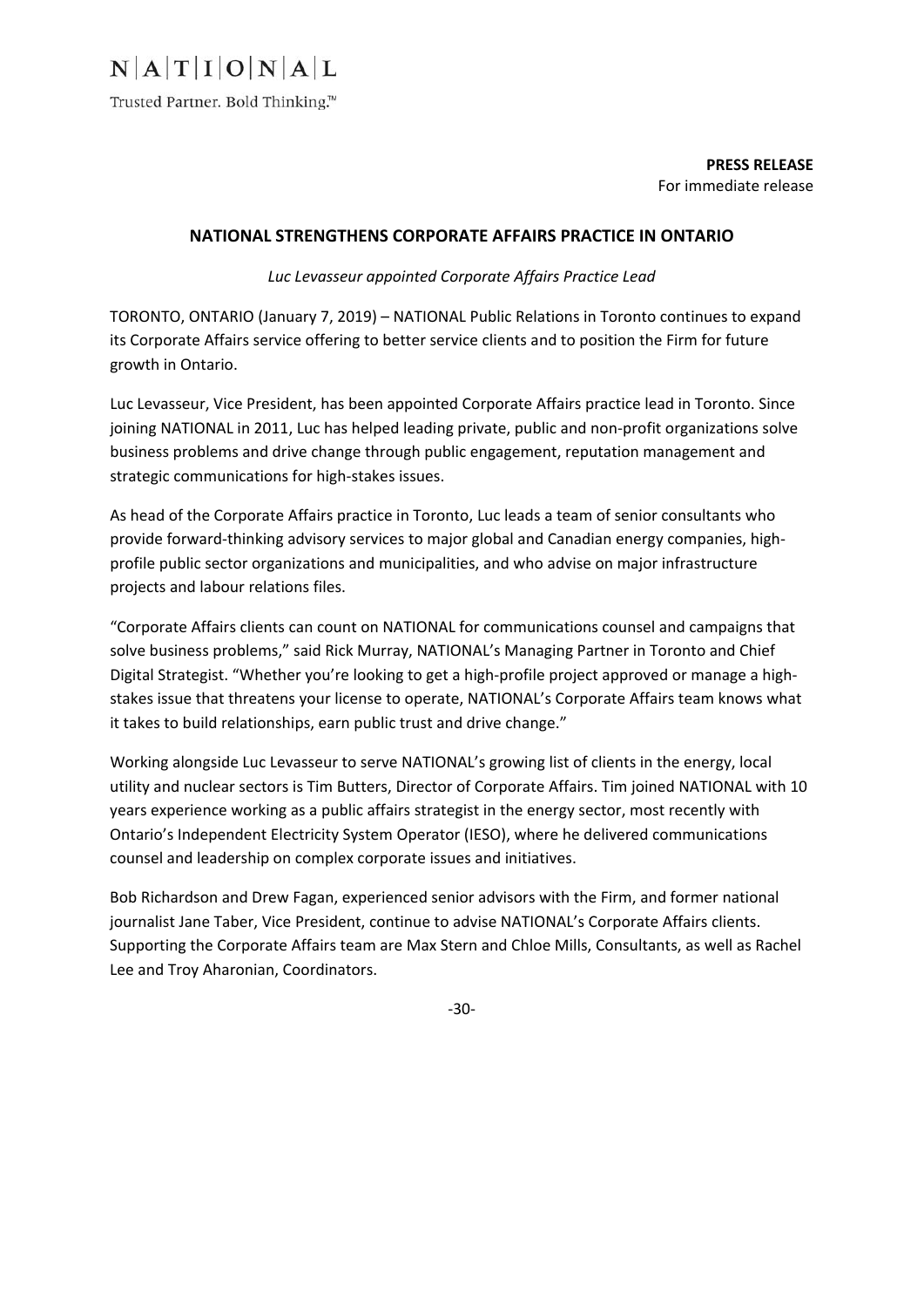N|A|T|I|O|N|A|L

Trusted Partner. Bold Thinking.™

**PRESS RELEASE**
For immediate release

## NATIONAL STRENGTHENS CORPORATE AFFAIRS PRACTICE IN ONTARIO

*Luc Levasseur appointed Corporate Affairs Practice Lead*

TORONTO, ONTARIO (January 7, 2019) – NATIONAL Public Relations in Toronto continues to expand its Corporate Affairs service offering to better service clients and to position the Firm for future growth in Ontario.

Luc Levasseur, Vice President, has been appointed Corporate Affairs practice lead in Toronto. Since joining NATIONAL in 2011, Luc has helped leading private, public and non-profit organizations solve business problems and drive change through public engagement, reputation management and strategic communications for high-stakes issues.

As head of the Corporate Affairs practice in Toronto, Luc leads a team of senior consultants who provide forward-thinking advisory services to major global and Canadian energy companies, high-profile public sector organizations and municipalities, and who advise on major infrastructure projects and labour relations files.

"Corporate Affairs clients can count on NATIONAL for communications counsel and campaigns that solve business problems," said Rick Murray, NATIONAL's Managing Partner in Toronto and Chief Digital Strategist. "Whether you're looking to get a high-profile project approved or manage a high-stakes issue that threatens your license to operate, NATIONAL's Corporate Affairs team knows what it takes to build relationships, earn public trust and drive change."

Working alongside Luc Levasseur to serve NATIONAL's growing list of clients in the energy, local utility and nuclear sectors is Tim Butters, Director of Corporate Affairs. Tim joined NATIONAL with 10 years experience working as a public affairs strategist in the energy sector, most recently with Ontario's Independent Electricity System Operator (IESO), where he delivered communications counsel and leadership on complex corporate issues and initiatives.

Bob Richardson and Drew Fagan, experienced senior advisors with the Firm, and former national journalist Jane Taber, Vice President, continue to advise NATIONAL's Corporate Affairs clients. Supporting the Corporate Affairs team are Max Stern and Chloe Mills, Consultants, as well as Rachel Lee and Troy Aharonian, Coordinators.

-30-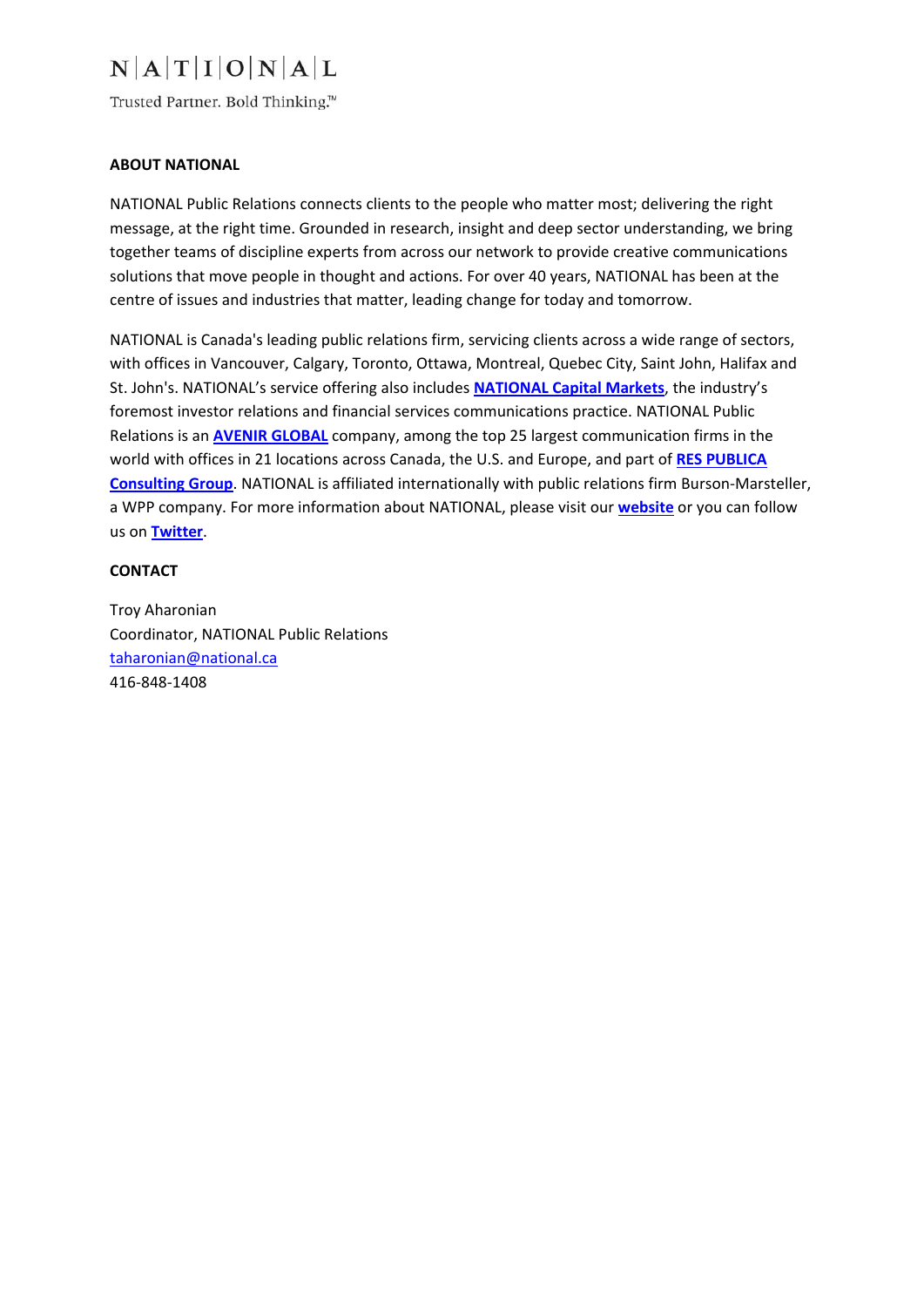N|A|T|I|O|N|A|L

Trusted Partner. Bold Thinking.™

**ABOUT NATIONAL**

NATIONAL Public Relations connects clients to the people who matter most; delivering the right message, at the right time. Grounded in research, insight and deep sector understanding, we bring together teams of discipline experts from across our network to provide creative communications solutions that move people in thought and actions. For over 40 years, NATIONAL has been at the centre of issues and industries that matter, leading change for today and tomorrow.

NATIONAL is Canada's leading public relations firm, servicing clients across a wide range of sectors, with offices in Vancouver, Calgary, Toronto, Ottawa, Montreal, Quebec City, Saint John, Halifax and St. John's. NATIONAL's service offering also includes **NATIONAL Capital Markets**, the industry's foremost investor relations and financial services communications practice. NATIONAL Public Relations is an **AVENIR GLOBAL** company, among the top 25 largest communication firms in the world with offices in 21 locations across Canada, the U.S. and Europe, and part of **RES PUBLICA Consulting Group**. NATIONAL is affiliated internationally with public relations firm Burson-Marsteller, a WPP company. For more information about NATIONAL, please visit our **website** or you can follow us on **Twitter**.

**CONTACT**

Troy Aharonian
Coordinator, NATIONAL Public Relations
taharonian@national.ca
416-848-1408